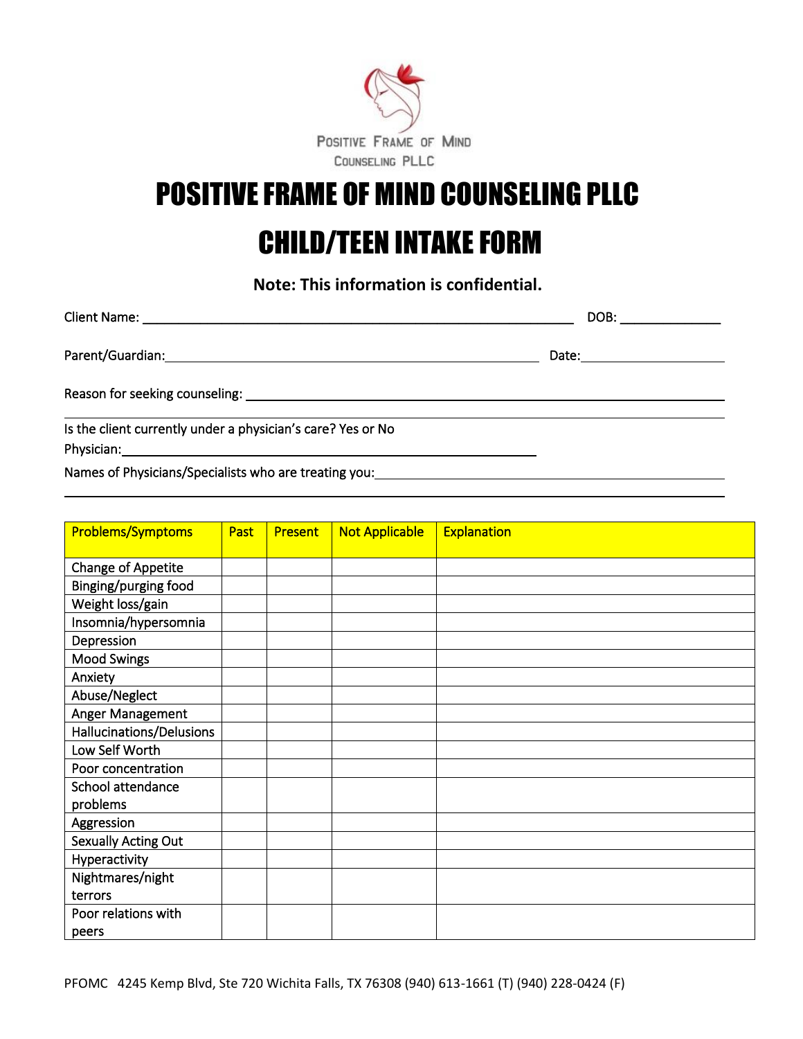Positive Frame of Mind Counseling PLLC

# POSITIVE FRAME OF MIND COUNSELING PLLC

# CHILD/TEEN INTAKE FORM

**Note: This information is confidential.**

Client Name: ______________________________________________ DOB: ____________

Parent/Guardian: ____________________________________________ Date: ________________

Reason for seeking counseling: ____________________________________________________

______________________________________________________________________________

Is the client currently under a physician's care? Yes or No

Physician: ____________________________________________

Names of Physicians/Specialists who are treating you: ______________________________________

______________________________________________________________________________

| Problems/Symptoms | Past | Present | Not Applicable | Explanation |
|---|---|---|---|---|
| Change of Appetite | | | | |
| Binging/purging food | | | | |
| Weight loss/gain | | | | |
| Insomnia/hypersomnia | | | | |
| Depression | | | | |
| Mood Swings | | | | |
| Anxiety | | | | |
| Abuse/Neglect | | | | |
| Anger Management | | | | |
| Hallucinations/Delusions | | | | |
| Low Self Worth | | | | |
| Poor concentration | | | | |
| School attendance problems | | | | |
| Aggression | | | | |
| Sexually Acting Out | | | | |
| Hyperactivity | | | | |
| Nightmares/night terrors | | | | |
| Poor relations with peers | | | | |

PFOMC 4245 Kemp Blvd, Ste 720 Wichita Falls, TX 76308 (940) 613-1661 (T) (940) 228-0424 (F)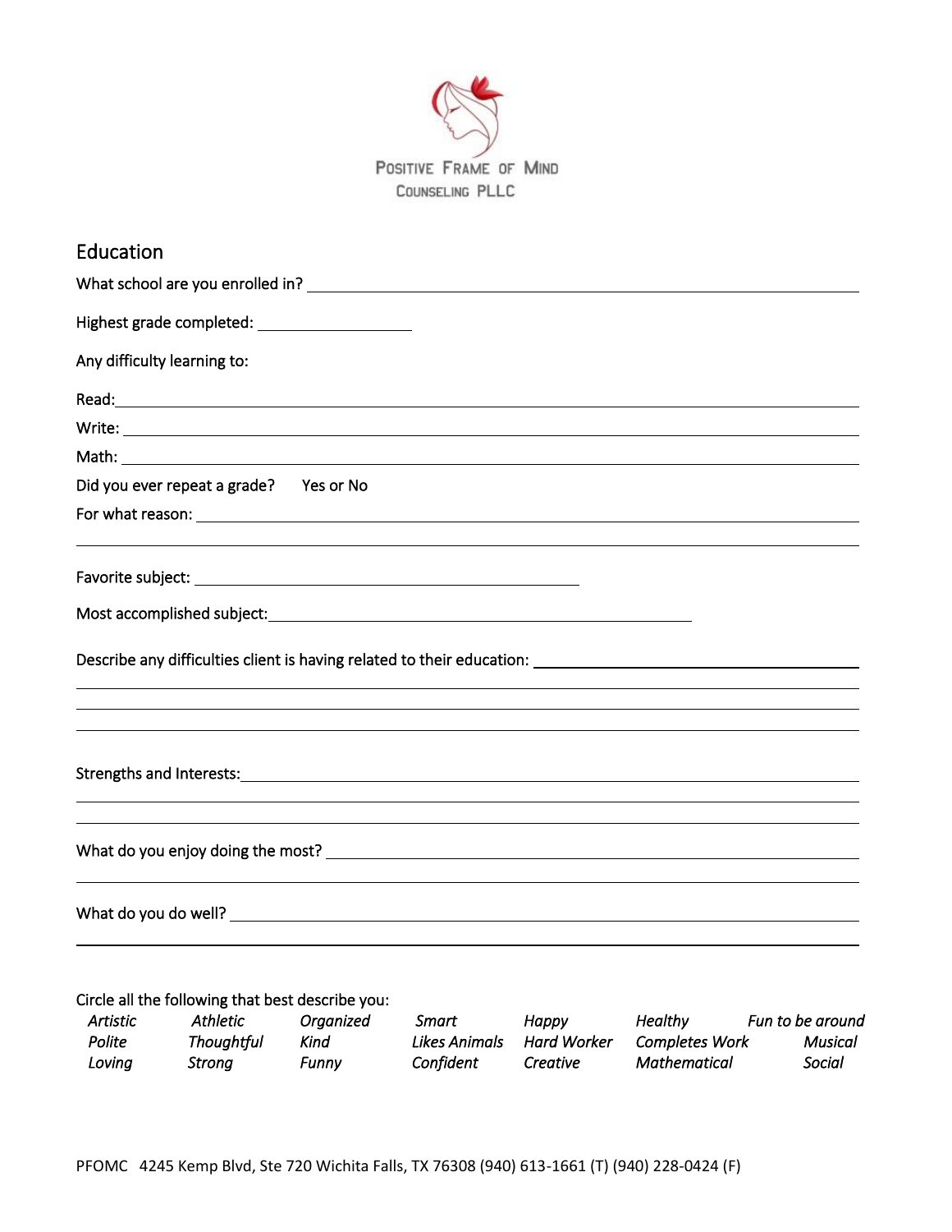Positive Frame of Mind Counseling PLLC

## Education

What school are you enrolled in? ______________________________

Highest grade completed: ______________

Any difficulty learning to:

Read: ______________________________

Write: ______________________________

Math: ______________________________

Did you ever repeat a grade? Yes or No

For what reason: ______________________________

Favorite subject: ______________________________

Most accomplished subject: ______________________________

Describe any difficulties client is having related to their education: ______________________________

Strengths and Interests: ______________________________

What do you enjoy doing the most? ______________________________

What do you do well? ______________________________

Circle all the following that best describe you:

| | | | | | | |
|---|---|---|---|---|---|---|
| *Artistic* | *Athletic* | *Organized* | *Smart* | *Happy* | *Healthy* | *Fun to be around* |
| *Polite* | *Thoughtful* | *Kind* | *Likes Animals* | *Hard Worker* | *Completes Work* | *Musical* |
| *Loving* | *Strong* | *Funny* | *Confident* | *Creative* | *Mathematical* | *Social* |

PFOMC 4245 Kemp Blvd, Ste 720 Wichita Falls, TX 76308 (940) 613-1661 (T) (940) 228-0424 (F)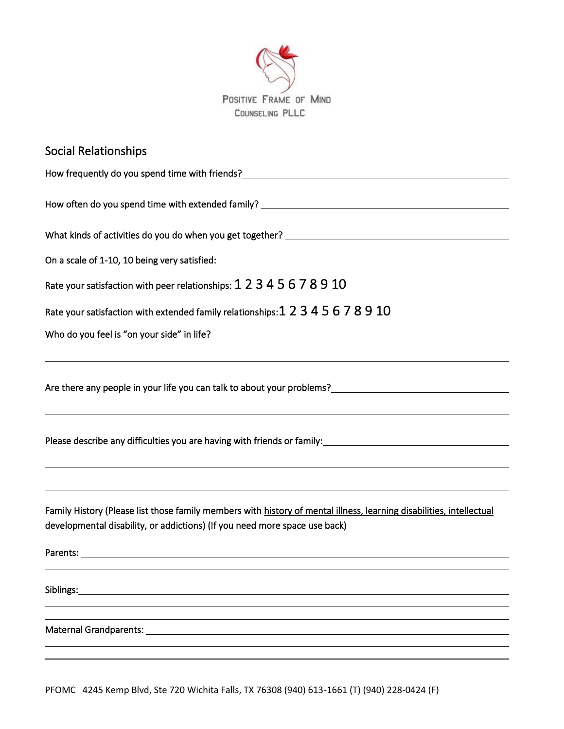POSITIVE FRAME OF MIND
COUNSELING PLLC

## Social Relationships

How frequently do you spend time with friends? ______________________________

How often do you spend time with extended family? ______________________________

What kinds of activities do you do when you get together? ______________________________

On a scale of 1-10, 10 being very satisfied:

Rate your satisfaction with peer relationships: 1 2 3 4 5 6 7 8 9 10

Rate your satisfaction with extended family relationships: 1 2 3 4 5 6 7 8 9 10

Who do you feel is "on your side" in life? ______________________________

______________________________

Are there any people in your life you can talk to about your problems? ______________________________

______________________________

Please describe any difficulties you are having with friends or family: ______________________________

______________________________

______________________________

Family History (Please list those family members with history of mental illness, learning disabilities, intellectual developmental disability, or addictions) (If you need more space use back)

Parents: ______________________________

______________________________

______________________________

Siblings: ______________________________

______________________________

______________________________

Maternal Grandparents: ______________________________

______________________________

______________________________

PFOMC 4245 Kemp Blvd, Ste 720 Wichita Falls, TX 76308 (940) 613-1661 (T) (940) 228-0424 (F)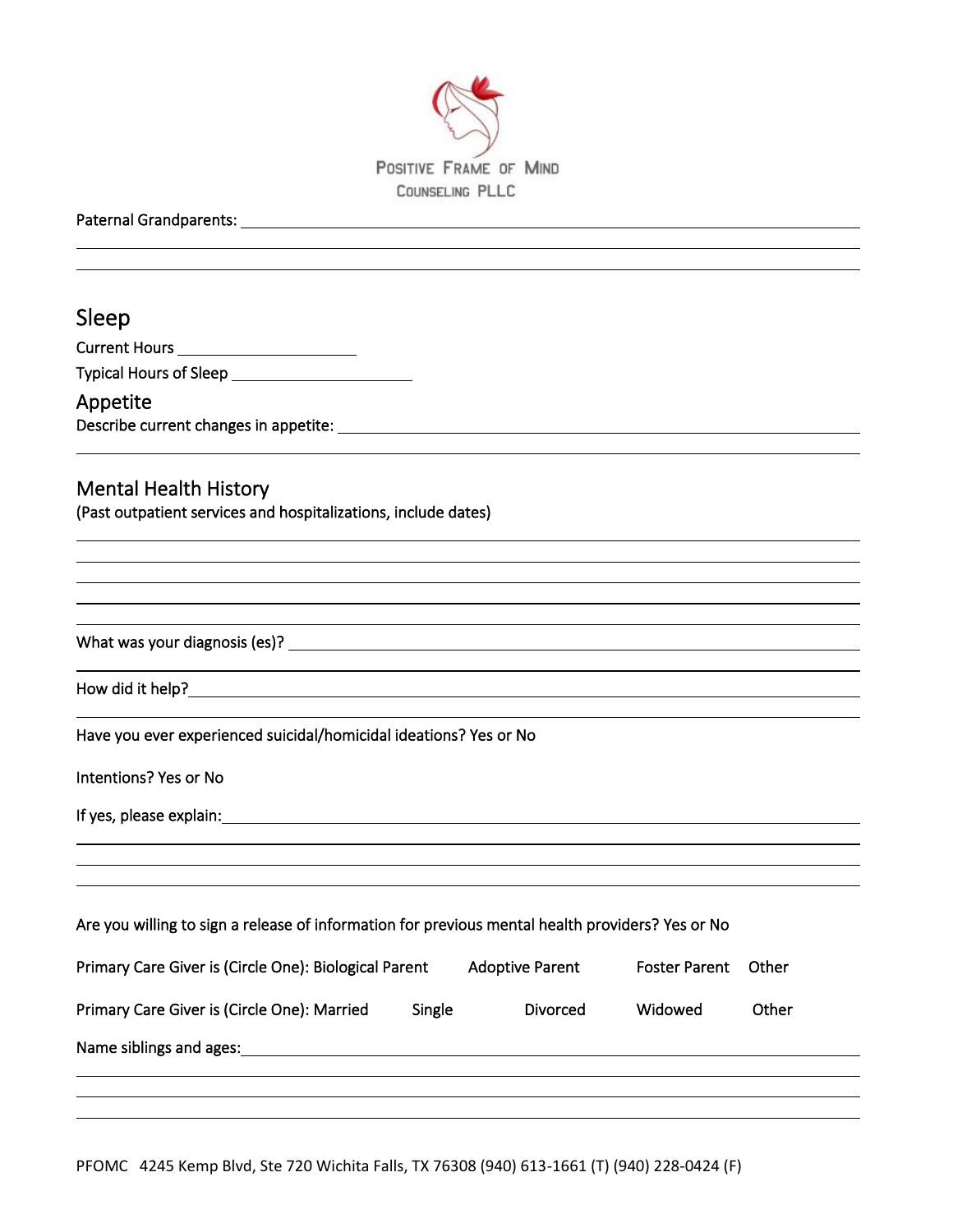Positive Frame of Mind
Counseling PLLC

Paternal Grandparents: ______________________________________________________________

______________________________________________________________

______________________________________________________________

## Sleep

Current Hours ____________________

Typical Hours of Sleep ____________________

## Appetite

Describe current changes in appetite: ______________________________________________________________

______________________________________________________________

## Mental Health History

(Past outpatient services and hospitalizations, include dates)

______________________________________________________________

______________________________________________________________

______________________________________________________________

______________________________________________________________

______________________________________________________________

What was your diagnosis (es)? ______________________________________________________________

______________________________________________________________

How did it help?______________________________________________________________

______________________________________________________________

Have you ever experienced suicidal/homicidal ideations? Yes or No

Intentions? Yes or No

If yes, please explain:______________________________________________________________

______________________________________________________________

______________________________________________________________

______________________________________________________________

Are you willing to sign a release of information for previous mental health providers? Yes or No

Primary Care Giver is (Circle One): Biological Parent    Adoptive Parent    Foster Parent    Other

Primary Care Giver is (Circle One): Married    Single    Divorced    Widowed    Other

Name siblings and ages:______________________________________________________________

______________________________________________________________

______________________________________________________________

______________________________________________________________

PFOMC 4245 Kemp Blvd, Ste 720 Wichita Falls, TX 76308 (940) 613-1661 (T) (940) 228-0424 (F)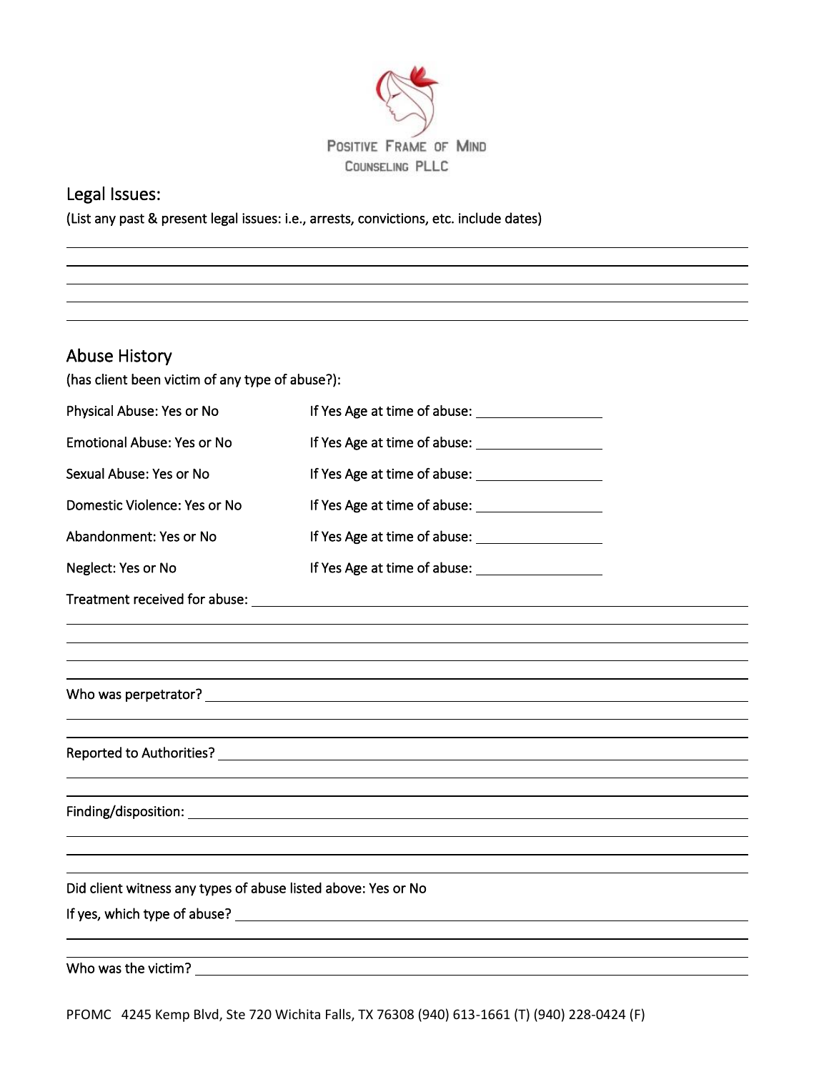POSITIVE FRAME OF MIND
COUNSELING PLLC

## Legal Issues:

(List any past & present legal issues: i.e., arrests, convictions, etc. include dates)

_______________________________________________

_______________________________________________

_______________________________________________

_______________________________________________

_______________________________________________

## Abuse History

(has client been victim of any type of abuse?):

Physical Abuse: Yes or No If Yes Age at time of abuse: ______________

Emotional Abuse: Yes or No If Yes Age at time of abuse: ______________

Sexual Abuse: Yes or No If Yes Age at time of abuse: ______________

Domestic Violence: Yes or No If Yes Age at time of abuse: ______________

Abandonment: Yes or No If Yes Age at time of abuse: ______________

Neglect: Yes or No If Yes Age at time of abuse: ______________

Treatment received for abuse: _______________________________________________

_______________________________________________

_______________________________________________

_______________________________________________

_______________________________________________

Who was perpetrator? _______________________________________________

_______________________________________________

_______________________________________________

Reported to Authorities? _______________________________________________

_______________________________________________

_______________________________________________

Finding/disposition: _______________________________________________

_______________________________________________

_______________________________________________

_______________________________________________

Did client witness any types of abuse listed above: Yes or No

If yes, which type of abuse? _______________________________________________

_______________________________________________

_______________________________________________

Who was the victim? _______________________________________________

PFOMC 4245 Kemp Blvd, Ste 720 Wichita Falls, TX 76308 (940) 613-1661 (T) (940) 228-0424 (F)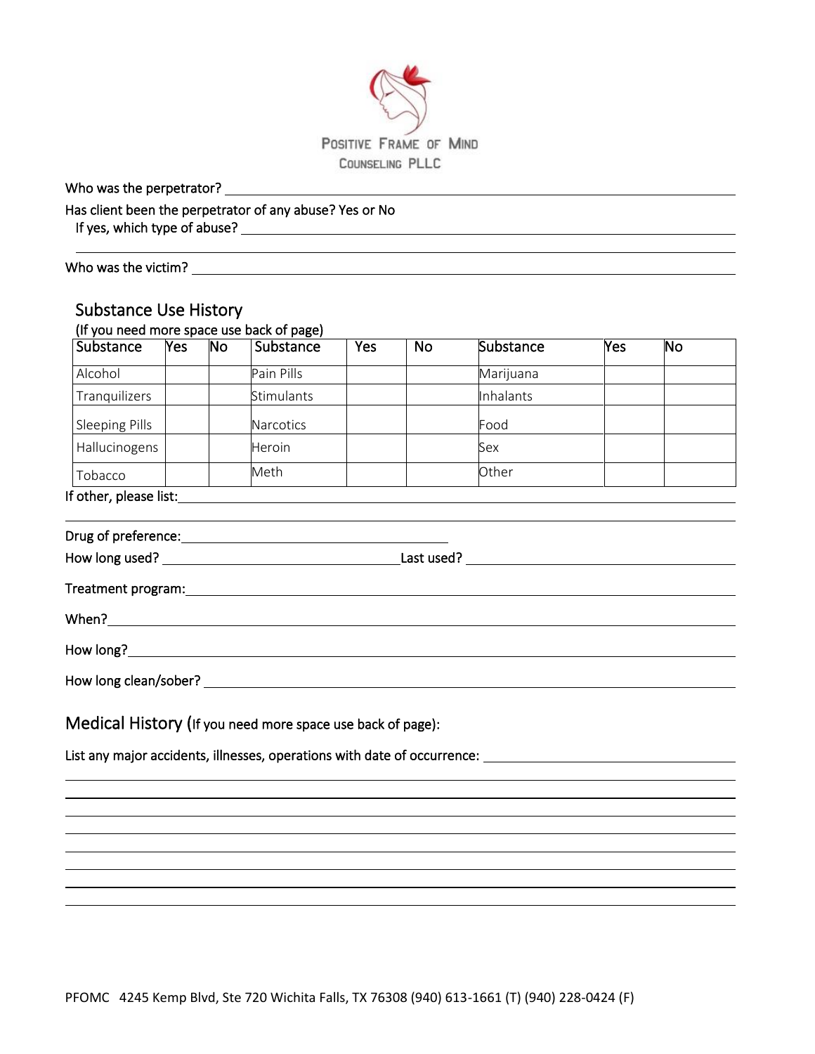Who was the perpetrator? ______________________________

Has client been the perpetrator of any abuse? Yes or No

If yes, which type of abuse? ______________________________

______________________________

Who was the victim? ______________________________

## Substance Use History

(If you need more space use back of page)

| Substance | Yes | No | Substance | Yes | No | Substance | Yes | No |
|---|---|---|---|---|---|---|---|---|
| Alcohol | | | Pain Pills | | | Marijuana | | |
| Tranquilizers | | | Stimulants | | | Inhalants | | |
| Sleeping Pills | | | Narcotics | | | Food | | |
| Hallucinogens | | | Heroin | | | Sex | | |
| Tobacco | | | Meth | | | Other | | |

If other, please list: ______________________________

______________________________

Drug of preference: ______________________________

How long used? ____________________ Last used? ____________________

Treatment program: ______________________________

When? ______________________________

How long? ______________________________

How long clean/sober? ______________________________

## Medical History (If you need more space use back of page):

List any major accidents, illnesses, operations with date of occurrence: ______________________________

______________________________

______________________________

______________________________

______________________________

______________________________

______________________________

______________________________

PFOMC 4245 Kemp Blvd, Ste 720 Wichita Falls, TX 76308 (940) 613-1661 (T) (940) 228-0424 (F)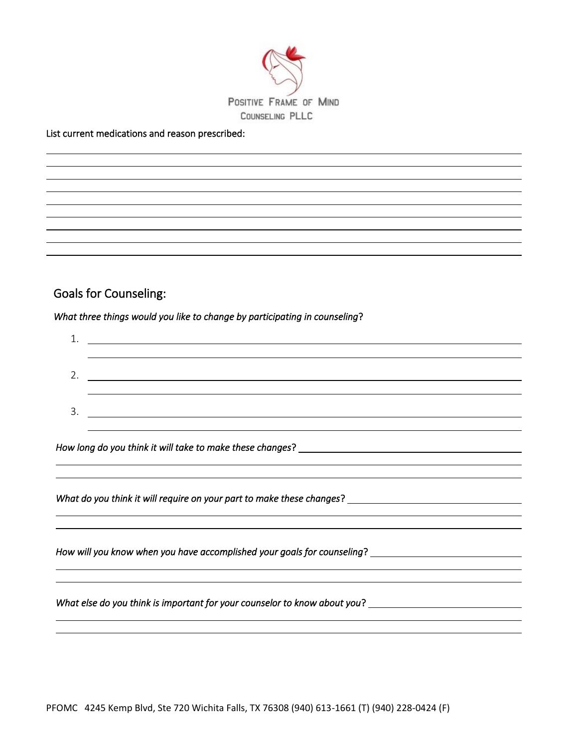Positive Frame of Mind
Counseling PLLC

List current medications and reason prescribed:

______________________________________________________________________________
______________________________________________________________________________
______________________________________________________________________________
______________________________________________________________________________
______________________________________________________________________________
______________________________________________________________________________
______________________________________________________________________________
______________________________________________________________________________

## Goals for Counseling:

*What three things would you like to change by participating in counseling?*

1. ______________________________________________________________________
2. ______________________________________________________________________
3. ______________________________________________________________________

*How long do you think it will take to make these changes?* ______________________________

*What do you think it will require on your part to make these changes?* ______________________

*How will you know when you have accomplished your goals for counseling?* __________________

*What else do you think is important for your counselor to know about you?* _________________

PFOMC 4245 Kemp Blvd, Ste 720 Wichita Falls, TX 76308 (940) 613-1661 (T) (940) 228-0424 (F)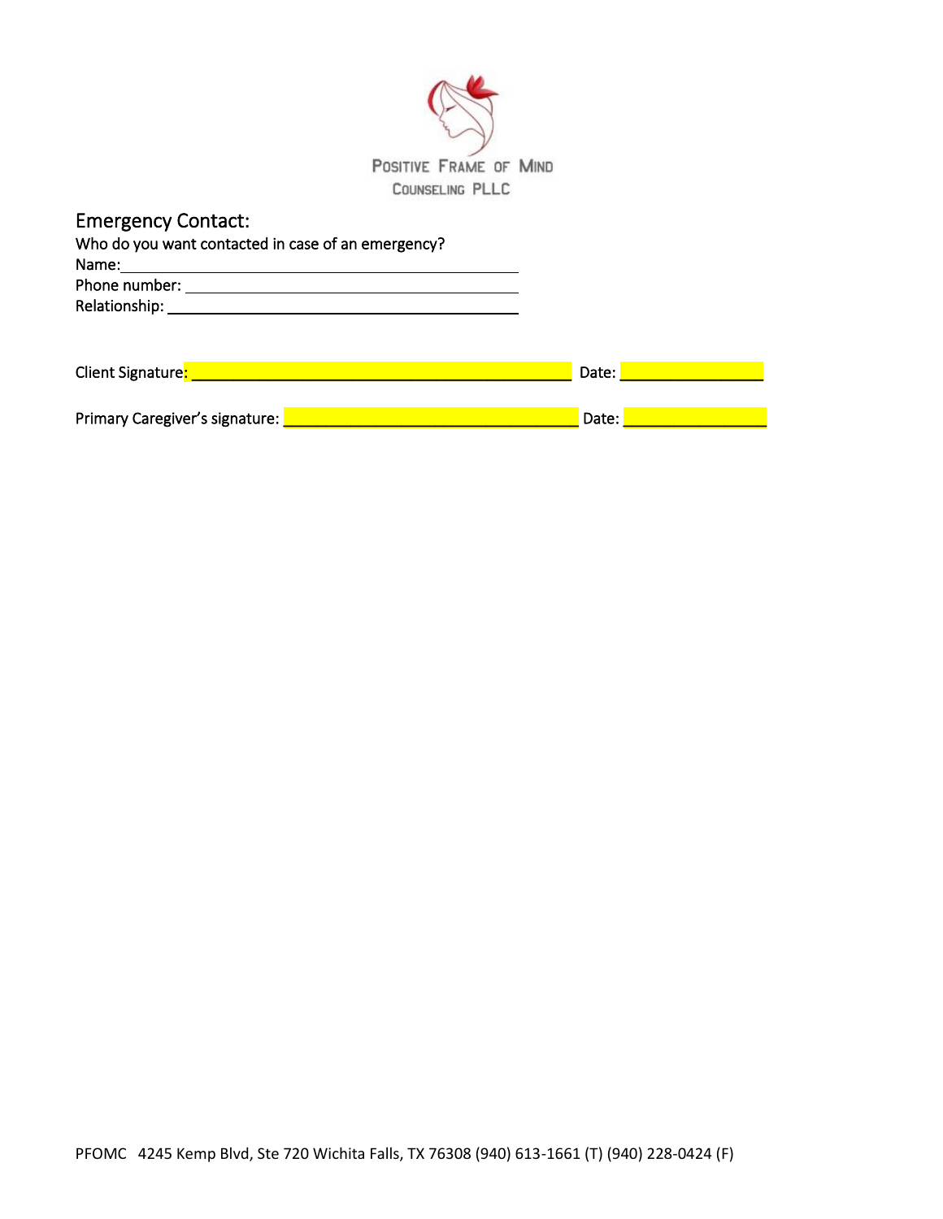Positive Frame of Mind Counseling PLLC

## Emergency Contact:

Who do you want contacted in case of an emergency?

Name:\_\_\_\_\_\_\_\_\_\_\_\_\_\_\_\_\_\_\_\_\_\_\_\_\_\_\_\_\_\_\_\_\_\_\_\_\_\_\_\_

Phone number: \_\_\_\_\_\_\_\_\_\_\_\_\_\_\_\_\_\_\_\_\_\_\_\_\_\_\_\_\_\_\_\_\_\_\_\_

Relationship: \_\_\_\_\_\_\_\_\_\_\_\_\_\_\_\_\_\_\_\_\_\_\_\_\_\_\_\_\_\_\_\_\_\_\_\_\_

Client Signature: \_\_\_\_\_\_\_\_\_\_\_\_\_\_\_\_\_\_\_\_\_\_\_\_\_\_\_\_\_\_\_\_\_\_\_\_\_\_\_\_\_\_ Date: \_\_\_\_\_\_\_\_\_\_\_\_\_\_\_\_

Primary Caregiver's signature: \_\_\_\_\_\_\_\_\_\_\_\_\_\_\_\_\_\_\_\_\_\_\_\_\_\_\_\_\_\_\_\_\_ Date: \_\_\_\_\_\_\_\_\_\_\_\_\_\_\_\_

PFOMC 4245 Kemp Blvd, Ste 720 Wichita Falls, TX 76308 (940) 613-1661 (T) (940) 228-0424 (F)